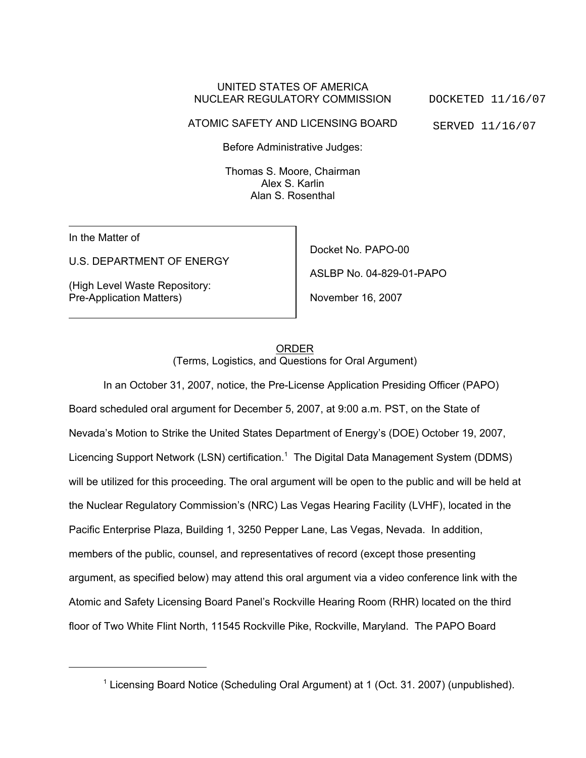UNITED STATES OF AMERICA
NUCLEAR REGULATORY COMMISSION

DOCKETED 11/16/07

ATOMIC SAFETY AND LICENSING BOARD

SERVED 11/16/07

Before Administrative Judges:

Thomas S. Moore, Chairman
Alex S. Karlin
Alan S. Rosenthal

| | |
|---|---|
| In the Matter of<br><br>U.S. DEPARTMENT OF ENERGY<br><br>(High Level Waste Repository: Pre-Application Matters) | Docket No. PAPO-00<br><br>ASLBP No. 04-829-01-PAPO<br><br>November 16, 2007 |

ORDER
(Terms, Logistics, and Questions for Oral Argument)

In an October 31, 2007, notice, the Pre-License Application Presiding Officer (PAPO) Board scheduled oral argument for December 5, 2007, at 9:00 a.m. PST, on the State of Nevada's Motion to Strike the United States Department of Energy's (DOE) October 19, 2007, Licencing Support Network (LSN) certification.[1] The Digital Data Management System (DDMS) will be utilized for this proceeding. The oral argument will be open to the public and will be held at the Nuclear Regulatory Commission's (NRC) Las Vegas Hearing Facility (LVHF), located in the Pacific Enterprise Plaza, Building 1, 3250 Pepper Lane, Las Vegas, Nevada. In addition, members of the public, counsel, and representatives of record (except those presenting argument, as specified below) may attend this oral argument via a video conference link with the Atomic and Safety Licensing Board Panel's Rockville Hearing Room (RHR) located on the third floor of Two White Flint North, 11545 Rockville Pike, Rockville, Maryland. The PAPO Board

[1] Licensing Board Notice (Scheduling Oral Argument) at 1 (Oct. 31. 2007) (unpublished).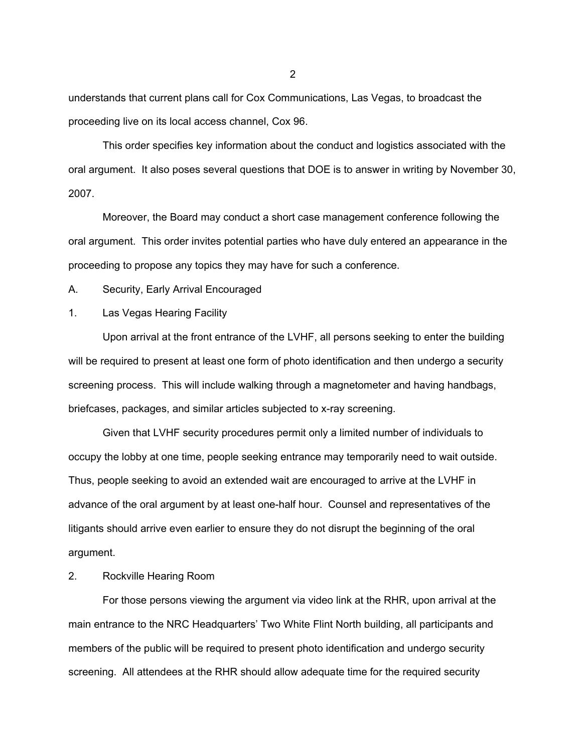understands that current plans call for Cox Communications, Las Vegas, to broadcast the proceeding live on its local access channel, Cox 96.

This order specifies key information about the conduct and logistics associated with the oral argument. It also poses several questions that DOE is to answer in writing by November 30, 2007.

Moreover, the Board may conduct a short case management conference following the oral argument. This order invites potential parties who have duly entered an appearance in the proceeding to propose any topics they may have for such a conference.

## A. Security, Early Arrival Encouraged

### 1. Las Vegas Hearing Facility

Upon arrival at the front entrance of the LVHF, all persons seeking to enter the building will be required to present at least one form of photo identification and then undergo a security screening process. This will include walking through a magnetometer and having handbags, briefcases, packages, and similar articles subjected to x-ray screening.

Given that LVHF security procedures permit only a limited number of individuals to occupy the lobby at one time, people seeking entrance may temporarily need to wait outside. Thus, people seeking to avoid an extended wait are encouraged to arrive at the LVHF in advance of the oral argument by at least one-half hour. Counsel and representatives of the litigants should arrive even earlier to ensure they do not disrupt the beginning of the oral argument.

### 2. Rockville Hearing Room

For those persons viewing the argument via video link at the RHR, upon arrival at the main entrance to the NRC Headquarters' Two White Flint North building, all participants and members of the public will be required to present photo identification and undergo security screening. All attendees at the RHR should allow adequate time for the required security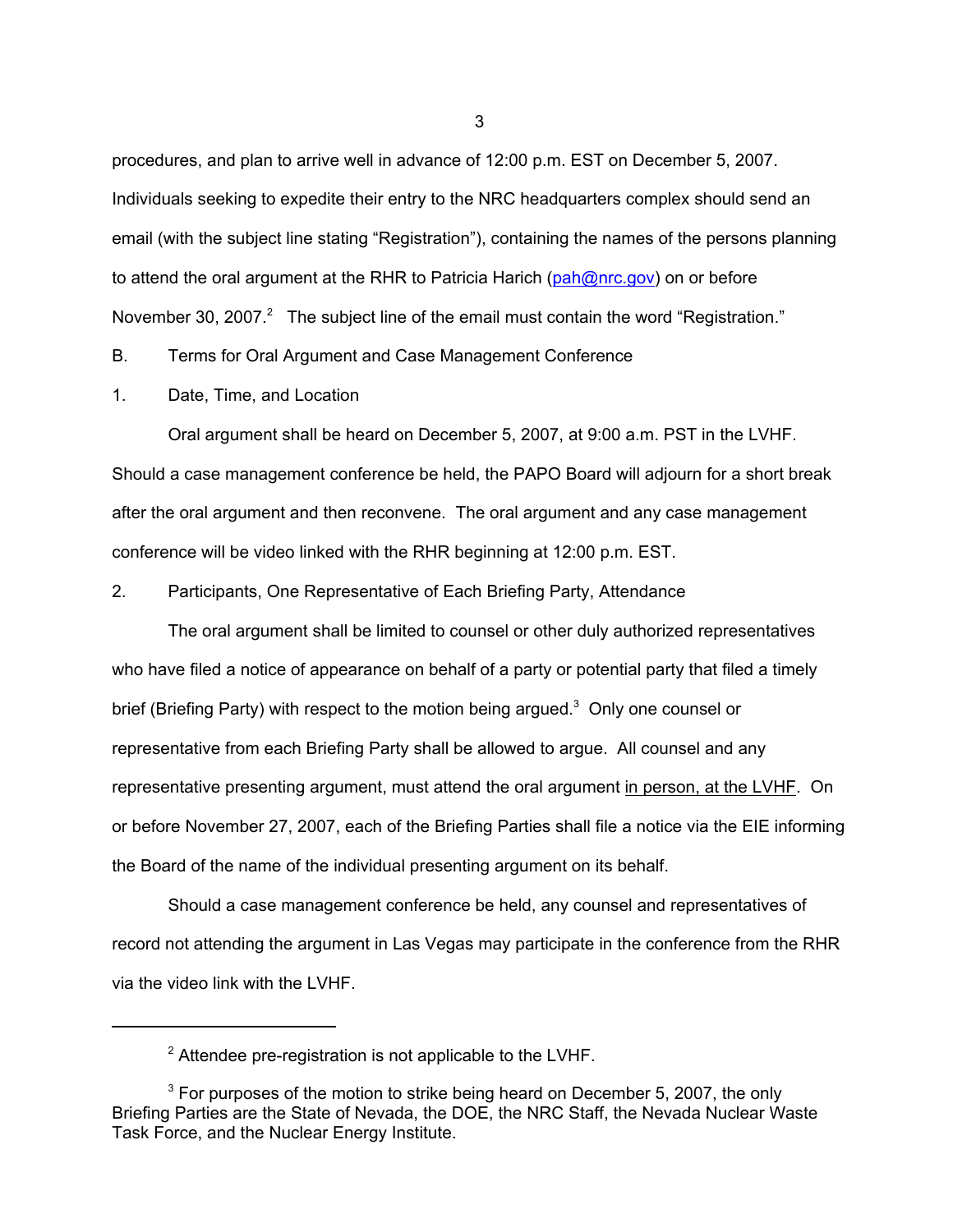procedures, and plan to arrive well in advance of 12:00 p.m. EST on December 5, 2007. Individuals seeking to expedite their entry to the NRC headquarters complex should send an email (with the subject line stating "Registration"), containing the names of the persons planning to attend the oral argument at the RHR to Patricia Harich (pah@nrc.gov) on or before November 30, 2007.[2] The subject line of the email must contain the word "Registration."

B. Terms for Oral Argument and Case Management Conference

1. Date, Time, and Location

Oral argument shall be heard on December 5, 2007, at 9:00 a.m. PST in the LVHF. Should a case management conference be held, the PAPO Board will adjourn for a short break after the oral argument and then reconvene. The oral argument and any case management conference will be video linked with the RHR beginning at 12:00 p.m. EST.

2. Participants, One Representative of Each Briefing Party, Attendance

The oral argument shall be limited to counsel or other duly authorized representatives who have filed a notice of appearance on behalf of a party or potential party that filed a timely brief (Briefing Party) with respect to the motion being argued.[3] Only one counsel or representative from each Briefing Party shall be allowed to argue. All counsel and any representative presenting argument, must attend the oral argument <u>in person, at the LVHF</u>. On or before November 27, 2007, each of the Briefing Parties shall file a notice via the EIE informing the Board of the name of the individual presenting argument on its behalf.

Should a case management conference be held, any counsel and representatives of record not attending the argument in Las Vegas may participate in the conference from the RHR via the video link with the LVHF.

---

[2] Attendee pre-registration is not applicable to the LVHF.

[3] For purposes of the motion to strike being heard on December 5, 2007, the only Briefing Parties are the State of Nevada, the DOE, the NRC Staff, the Nevada Nuclear Waste Task Force, and the Nuclear Energy Institute.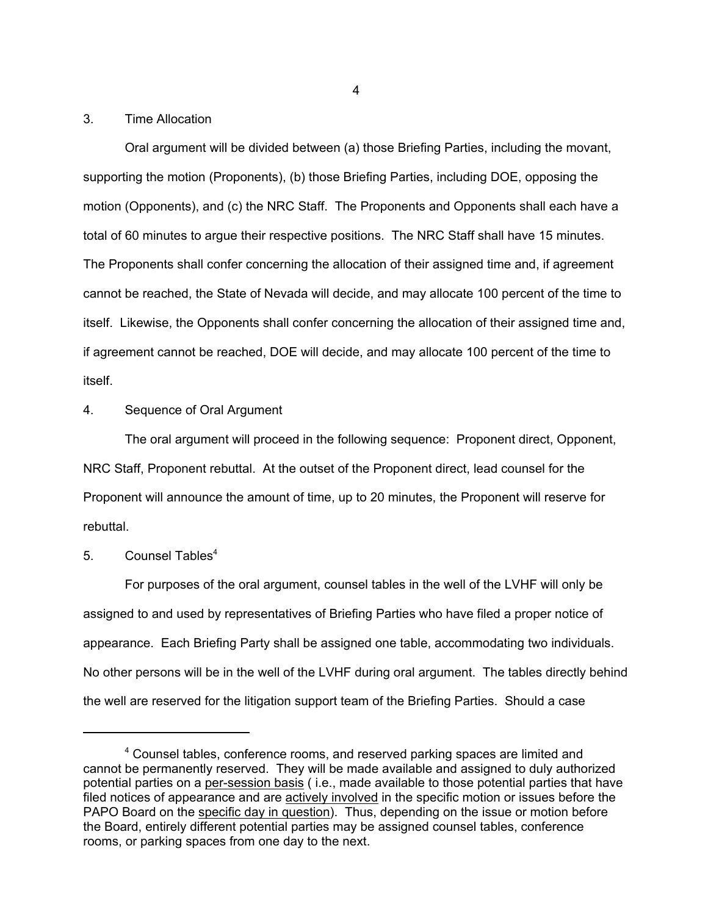3. Time Allocation

Oral argument will be divided between (a) those Briefing Parties, including the movant, supporting the motion (Proponents), (b) those Briefing Parties, including DOE, opposing the motion (Opponents), and (c) the NRC Staff. The Proponents and Opponents shall each have a total of 60 minutes to argue their respective positions. The NRC Staff shall have 15 minutes. The Proponents shall confer concerning the allocation of their assigned time and, if agreement cannot be reached, the State of Nevada will decide, and may allocate 100 percent of the time to itself. Likewise, the Opponents shall confer concerning the allocation of their assigned time and, if agreement cannot be reached, DOE will decide, and may allocate 100 percent of the time to itself.

4. Sequence of Oral Argument

The oral argument will proceed in the following sequence: Proponent direct, Opponent, NRC Staff, Proponent rebuttal. At the outset of the Proponent direct, lead counsel for the Proponent will announce the amount of time, up to 20 minutes, the Proponent will reserve for rebuttal.

5. Counsel Tables[4]

For purposes of the oral argument, counsel tables in the well of the LVHF will only be assigned to and used by representatives of Briefing Parties who have filed a proper notice of appearance. Each Briefing Party shall be assigned one table, accommodating two individuals. No other persons will be in the well of the LVHF during oral argument. The tables directly behind the well are reserved for the litigation support team of the Briefing Parties. Should a case

---

[4] Counsel tables, conference rooms, and reserved parking spaces are limited and cannot be permanently reserved. They will be made available and assigned to duly authorized potential parties on a <u>per-session basis</u> ( i.e., made available to those potential parties that have filed notices of appearance and are <u>actively involved</u> in the specific motion or issues before the PAPO Board on the <u>specific day in question</u>). Thus, depending on the issue or motion before the Board, entirely different potential parties may be assigned counsel tables, conference rooms, or parking spaces from one day to the next.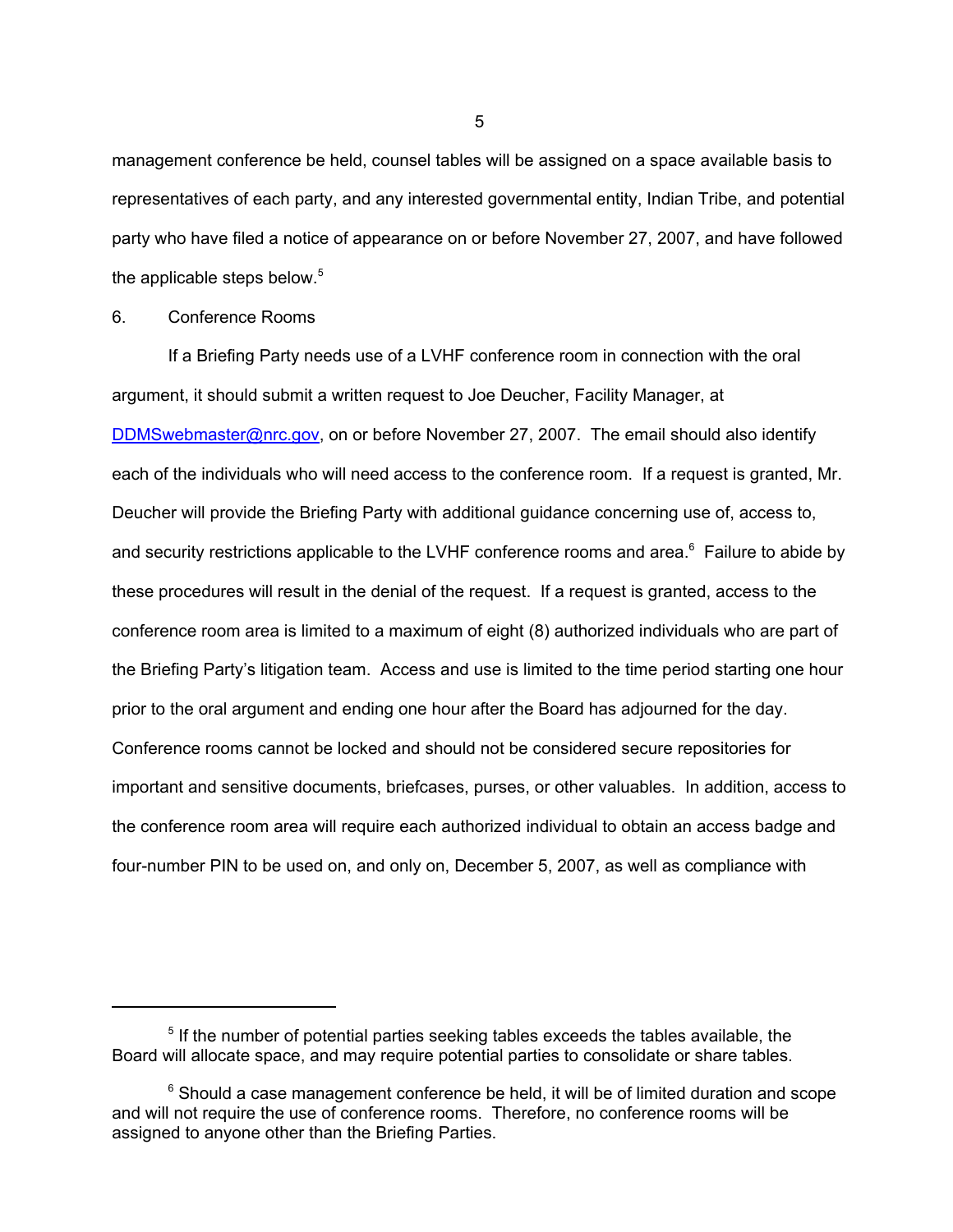management conference be held, counsel tables will be assigned on a space available basis to representatives of each party, and any interested governmental entity, Indian Tribe, and potential party who have filed a notice of appearance on or before November 27, 2007, and have followed the applicable steps below.[5]

6. Conference Rooms

If a Briefing Party needs use of a LVHF conference room in connection with the oral argument, it should submit a written request to Joe Deucher, Facility Manager, at DDMSwebmaster@nrc.gov, on or before November 27, 2007. The email should also identify each of the individuals who will need access to the conference room. If a request is granted, Mr. Deucher will provide the Briefing Party with additional guidance concerning use of, access to, and security restrictions applicable to the LVHF conference rooms and area.[6] Failure to abide by these procedures will result in the denial of the request. If a request is granted, access to the conference room area is limited to a maximum of eight (8) authorized individuals who are part of the Briefing Party's litigation team. Access and use is limited to the time period starting one hour prior to the oral argument and ending one hour after the Board has adjourned for the day. Conference rooms cannot be locked and should not be considered secure repositories for important and sensitive documents, briefcases, purses, or other valuables. In addition, access to the conference room area will require each authorized individual to obtain an access badge and four-number PIN to be used on, and only on, December 5, 2007, as well as compliance with

---

[5] If the number of potential parties seeking tables exceeds the tables available, the Board will allocate space, and may require potential parties to consolidate or share tables.

[6] Should a case management conference be held, it will be of limited duration and scope and will not require the use of conference rooms. Therefore, no conference rooms will be assigned to anyone other than the Briefing Parties.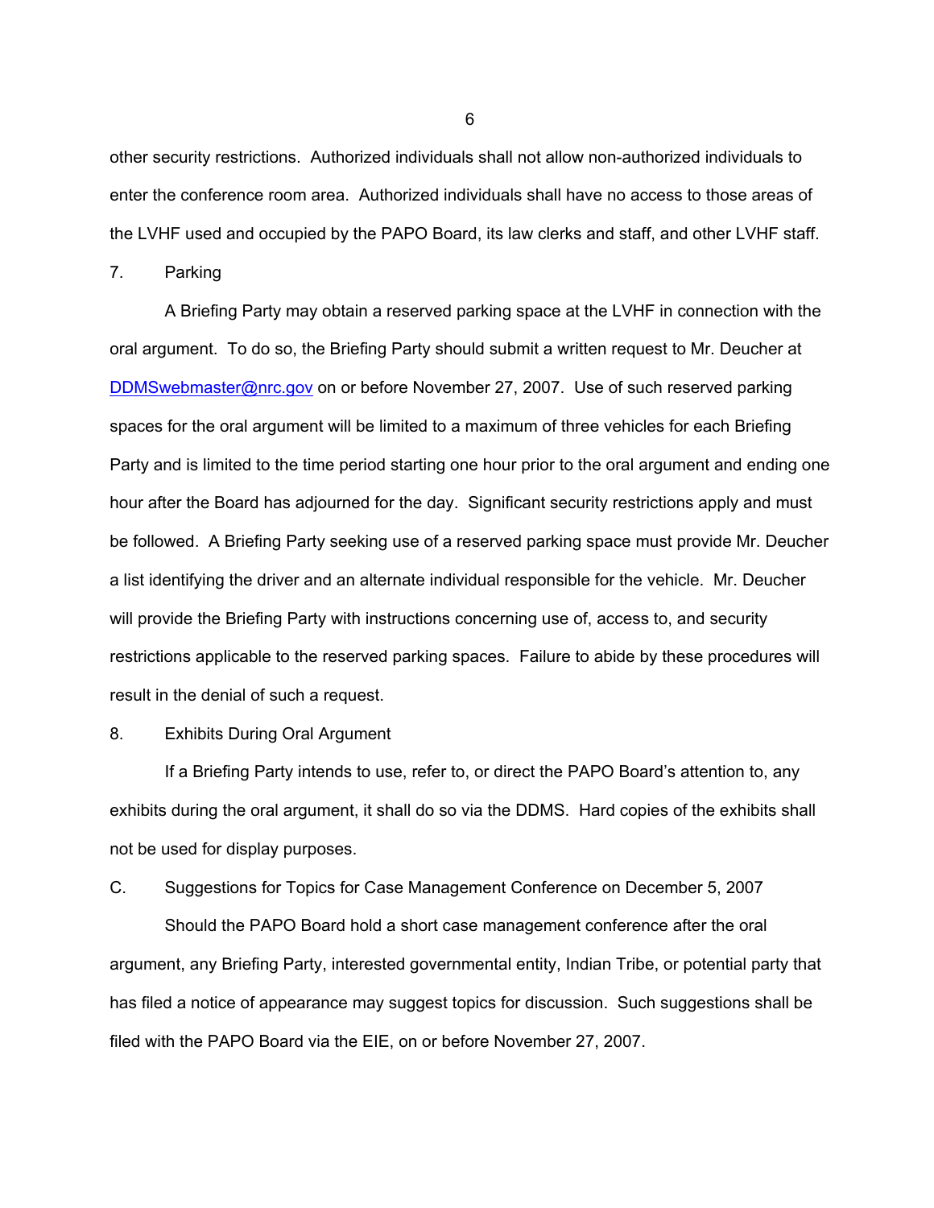other security restrictions. Authorized individuals shall not allow non-authorized individuals to enter the conference room area. Authorized individuals shall have no access to those areas of the LVHF used and occupied by the PAPO Board, its law clerks and staff, and other LVHF staff.

7. Parking

A Briefing Party may obtain a reserved parking space at the LVHF in connection with the oral argument. To do so, the Briefing Party should submit a written request to Mr. Deucher at DDMSwebmaster@nrc.gov on or before November 27, 2007. Use of such reserved parking spaces for the oral argument will be limited to a maximum of three vehicles for each Briefing Party and is limited to the time period starting one hour prior to the oral argument and ending one hour after the Board has adjourned for the day. Significant security restrictions apply and must be followed. A Briefing Party seeking use of a reserved parking space must provide Mr. Deucher a list identifying the driver and an alternate individual responsible for the vehicle. Mr. Deucher will provide the Briefing Party with instructions concerning use of, access to, and security restrictions applicable to the reserved parking spaces. Failure to abide by these procedures will result in the denial of such a request.

8. Exhibits During Oral Argument

If a Briefing Party intends to use, refer to, or direct the PAPO Board's attention to, any exhibits during the oral argument, it shall do so via the DDMS. Hard copies of the exhibits shall not be used for display purposes.

C. Suggestions for Topics for Case Management Conference on December 5, 2007

Should the PAPO Board hold a short case management conference after the oral argument, any Briefing Party, interested governmental entity, Indian Tribe, or potential party that has filed a notice of appearance may suggest topics for discussion. Such suggestions shall be filed with the PAPO Board via the EIE, on or before November 27, 2007.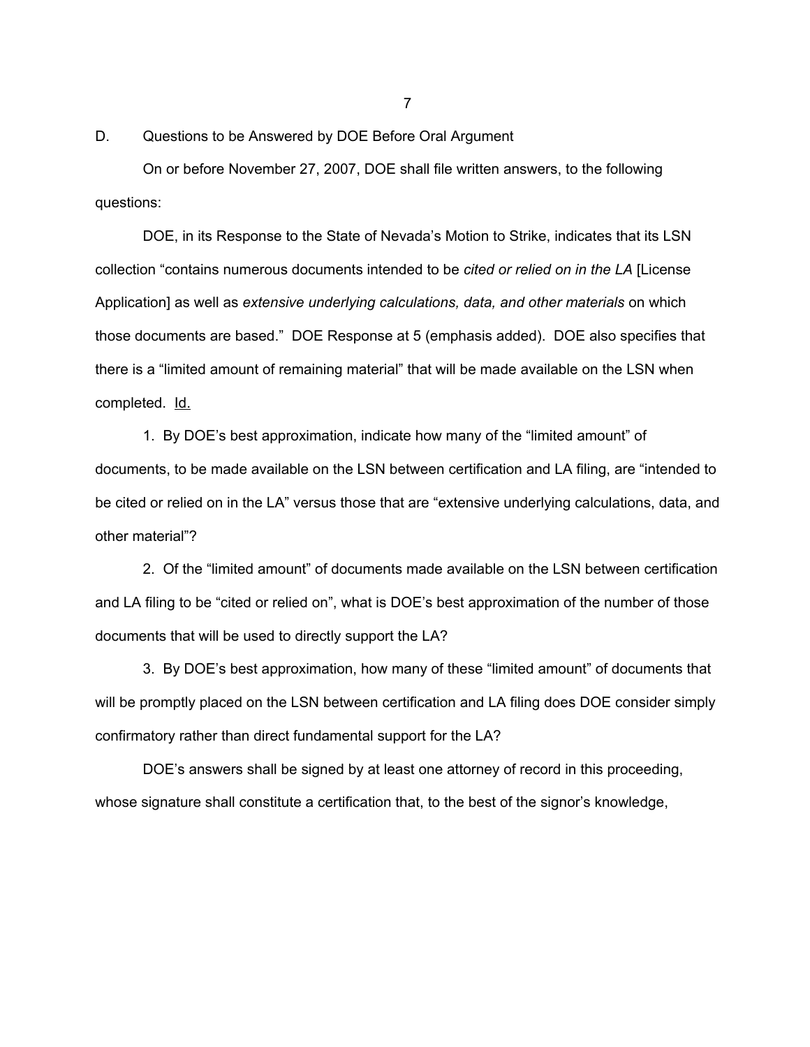## D. Questions to be Answered by DOE Before Oral Argument

On or before November 27, 2007, DOE shall file written answers, to the following questions:

DOE, in its Response to the State of Nevada's Motion to Strike, indicates that its LSN collection "contains numerous documents intended to be *cited or relied on in the LA* [License Application] as well as *extensive underlying calculations, data, and other materials* on which those documents are based." DOE Response at 5 (emphasis added). DOE also specifies that there is a "limited amount of remaining material" that will be made available on the LSN when completed. Id.

1. By DOE's best approximation, indicate how many of the "limited amount" of documents, to be made available on the LSN between certification and LA filing, are "intended to be cited or relied on in the LA" versus those that are "extensive underlying calculations, data, and other material"?

2. Of the "limited amount" of documents made available on the LSN between certification and LA filing to be "cited or relied on", what is DOE's best approximation of the number of those documents that will be used to directly support the LA?

3. By DOE's best approximation, how many of these "limited amount" of documents that will be promptly placed on the LSN between certification and LA filing does DOE consider simply confirmatory rather than direct fundamental support for the LA?

DOE's answers shall be signed by at least one attorney of record in this proceeding, whose signature shall constitute a certification that, to the best of the signor's knowledge,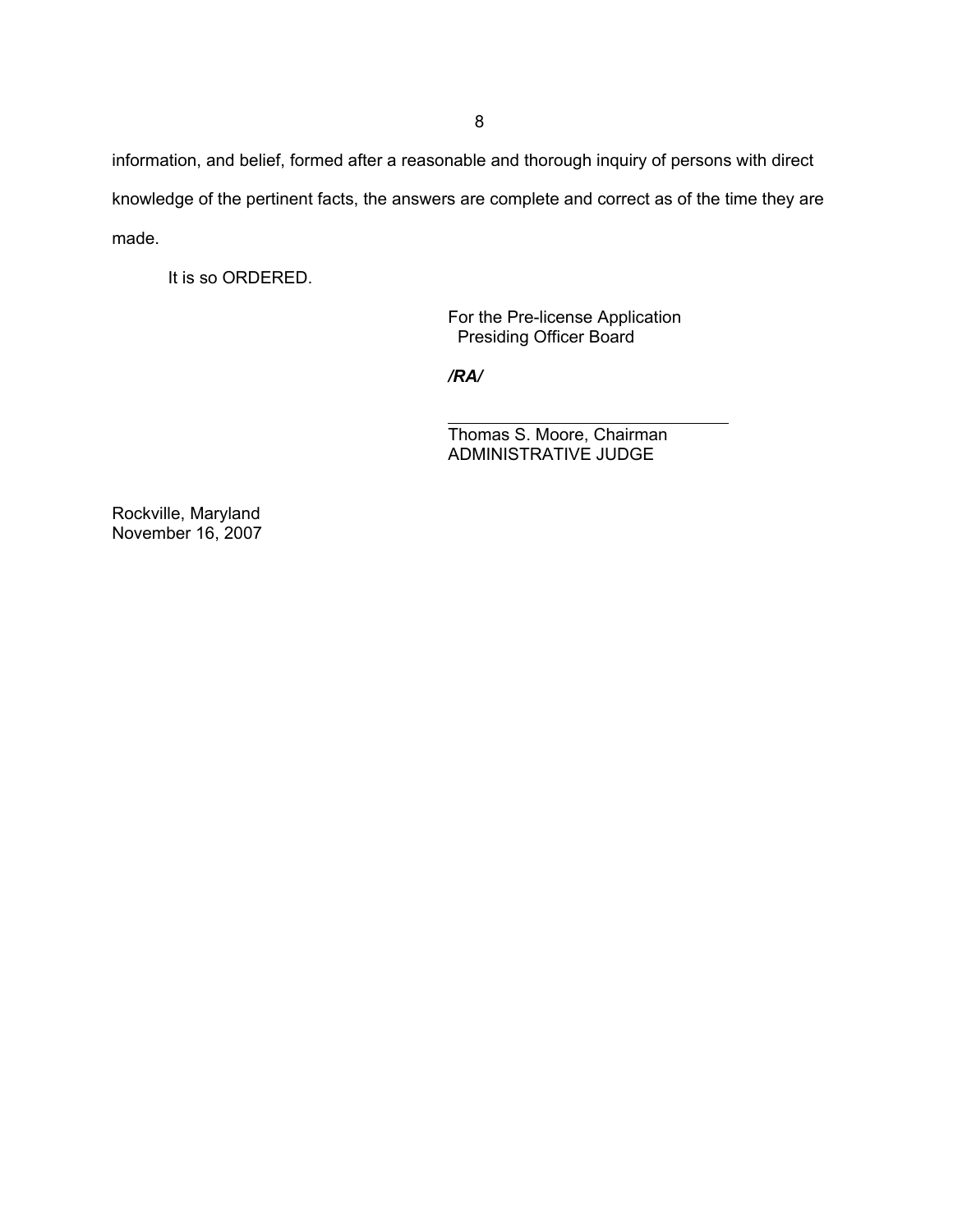information, and belief, formed after a reasonable and thorough inquiry of persons with direct knowledge of the pertinent facts, the answers are complete and correct as of the time they are made.

It is so ORDERED.

For the Pre-license Application
Presiding Officer Board

***/RA/***

\_\_\_\_\_\_\_\_\_\_\_\_\_\_\_\_\_\_\_\_\_\_\_\_\_\_\_\_\_\_\_\_
Thomas S. Moore, Chairman
ADMINISTRATIVE JUDGE

Rockville, Maryland
November 16, 2007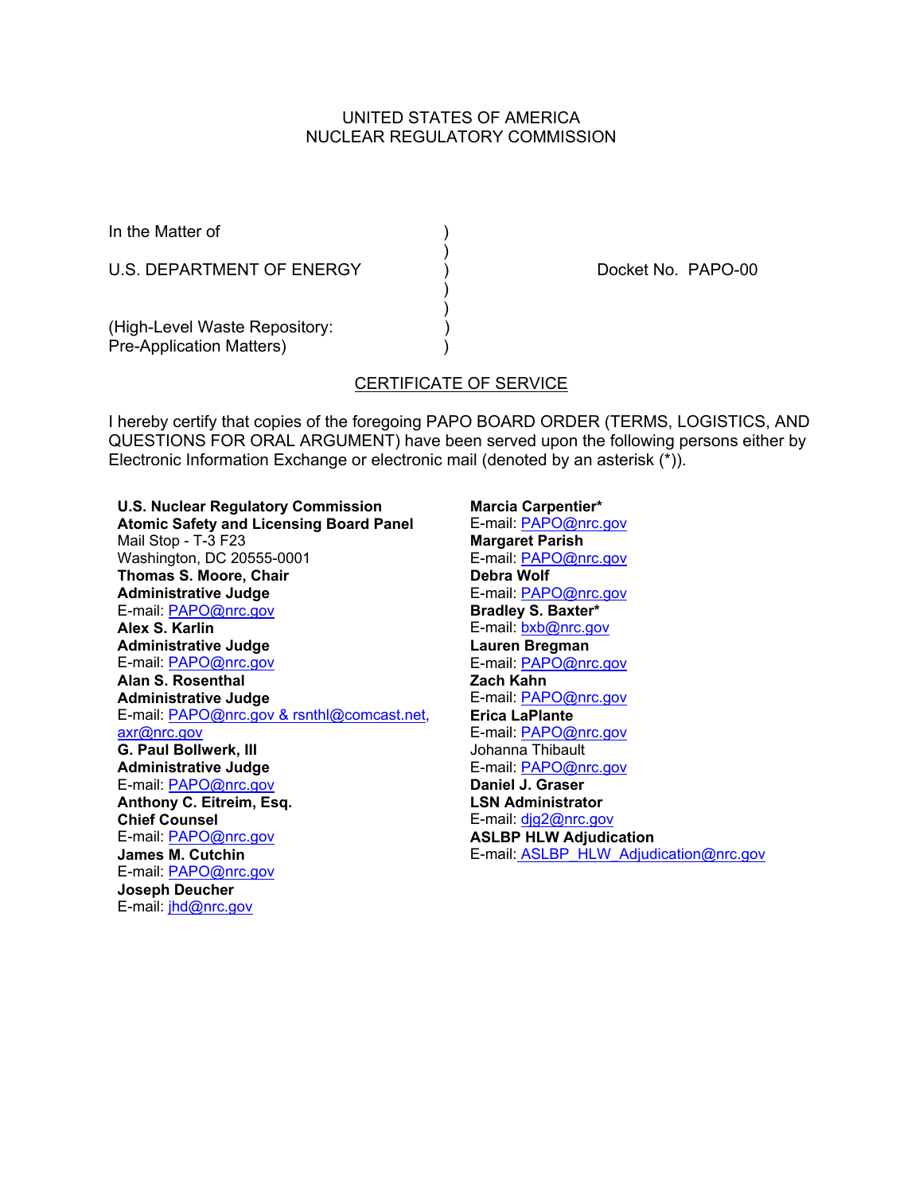UNITED STATES OF AMERICA
NUCLEAR REGULATORY COMMISSION

In the Matter of )
)
U.S. DEPARTMENT OF ENERGY ) Docket No. PAPO-00
)
)
(High-Level Waste Repository: )
Pre-Application Matters) )

## CERTIFICATE OF SERVICE

I hereby certify that copies of the foregoing PAPO BOARD ORDER (TERMS, LOGISTICS, AND QUESTIONS FOR ORAL ARGUMENT) have been served upon the following persons either by Electronic Information Exchange or electronic mail (denoted by an asterisk (*)).

**U.S. Nuclear Regulatory Commission**
**Atomic Safety and Licensing Board Panel**
Mail Stop - T-3 F23
Washington, DC 20555-0001
**Thomas S. Moore, Chair**
**Administrative Judge**
E-mail: PAPO@nrc.gov
**Alex S. Karlin**
**Administrative Judge**
E-mail: PAPO@nrc.gov
**Alan S. Rosenthal**
**Administrative Judge**
E-mail: PAPO@nrc.gov & rsnthl@comcast.net, axr@nrc.gov
**G. Paul Bollwerk, III**
**Administrative Judge**
E-mail: PAPO@nrc.gov
**Anthony C. Eitreim, Esq.**
**Chief Counsel**
E-mail: PAPO@nrc.gov
**James M. Cutchin**
E-mail: PAPO@nrc.gov
**Joseph Deucher**
E-mail: jhd@nrc.gov

**Marcia Carpentier***
E-mail: PAPO@nrc.gov
**Margaret Parish**
E-mail: PAPO@nrc.gov
**Debra Wolf**
E-mail: PAPO@nrc.gov
**Bradley S. Baxter***
E-mail: bxb@nrc.gov
**Lauren Bregman**
E-mail: PAPO@nrc.gov
**Zach Kahn**
E-mail: PAPO@nrc.gov
**Erica LaPlante**
E-mail: PAPO@nrc.gov
Johanna Thibault
E-mail: PAPO@nrc.gov
**Daniel J. Graser**
**LSN Administrator**
E-mail: djg2@nrc.gov
**ASLBP HLW Adjudication**
E-mail: ASLBP_HLW_Adjudication@nrc.gov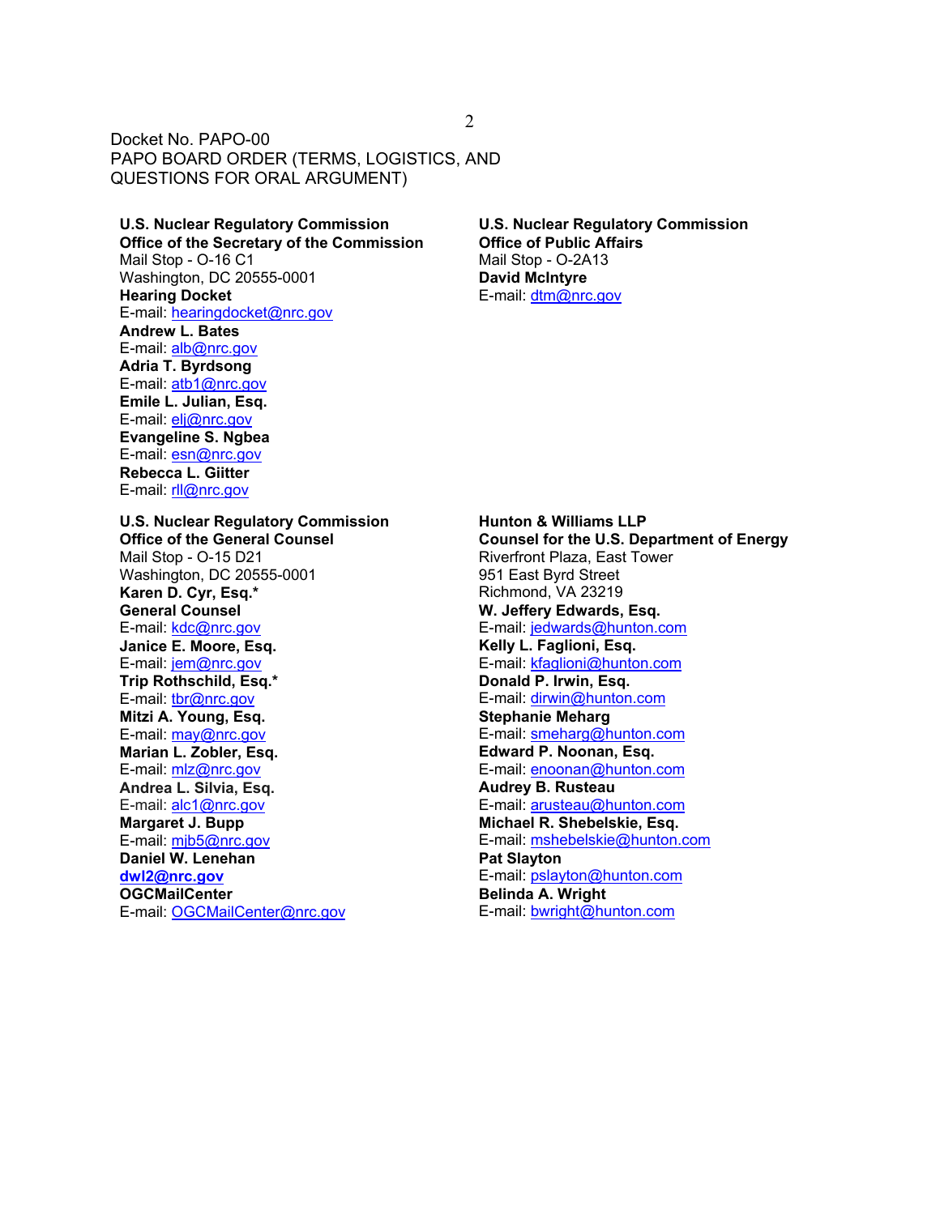Docket No. PAPO-00
PAPO BOARD ORDER (TERMS, LOGISTICS, AND QUESTIONS FOR ORAL ARGUMENT)

**U.S. Nuclear Regulatory Commission**
**Office of the Secretary of the Commission**
Mail Stop - O-16 C1
Washington, DC 20555-0001
**Hearing Docket**
E-mail: hearingdocket@nrc.gov
**Andrew L. Bates**
E-mail: alb@nrc.gov
**Adria T. Byrdsong**
E-mail: atb1@nrc.gov
**Emile L. Julian, Esq.**
E-mail: elj@nrc.gov
**Evangeline S. Ngbea**
E-mail: esn@nrc.gov
**Rebecca L. Giitter**
E-mail: rll@nrc.gov

**U.S. Nuclear Regulatory Commission**
**Office of Public Affairs**
Mail Stop - O-2A13
**David McIntyre**
E-mail: dtm@nrc.gov

**U.S. Nuclear Regulatory Commission**
**Office of the General Counsel**
Mail Stop - O-15 D21
Washington, DC 20555-0001
**Karen D. Cyr, Esq.***
**General Counsel**
E-mail: kdc@nrc.gov
**Janice E. Moore, Esq.**
E-mail: jem@nrc.gov
**Trip Rothschild, Esq.***
E-mail: tbr@nrc.gov
**Mitzi A. Young, Esq.**
E-mail: may@nrc.gov
**Marian L. Zobler, Esq.**
E-mail: mlz@nrc.gov
**Andrea L. Silvia, Esq.**
E-mail: alc1@nrc.gov
**Margaret J. Bupp**
E-mail: mjb5@nrc.gov
**Daniel W. Lenehan**
**dwl2@nrc.gov**
**OGCMailCenter**
E-mail: OGCMailCenter@nrc.gov

**Hunton & Williams LLP**
**Counsel for the U.S. Department of Energy**
Riverfront Plaza, East Tower
951 East Byrd Street
Richmond, VA 23219
**W. Jeffery Edwards, Esq.**
E-mail: jedwards@hunton.com
**Kelly L. Faglioni, Esq.**
E-mail: kfaglioni@hunton.com
**Donald P. Irwin, Esq.**
E-mail: dirwin@hunton.com
**Stephanie Meharg**
E-mail: smeharg@hunton.com
**Edward P. Noonan, Esq.**
E-mail: enoonan@hunton.com
**Audrey B. Rusteau**
E-mail: arusteau@hunton.com
**Michael R. Shebelskie, Esq.**
E-mail: mshebelskie@hunton.com
**Pat Slayton**
E-mail: pslayton@hunton.com
**Belinda A. Wright**
E-mail: bwright@hunton.com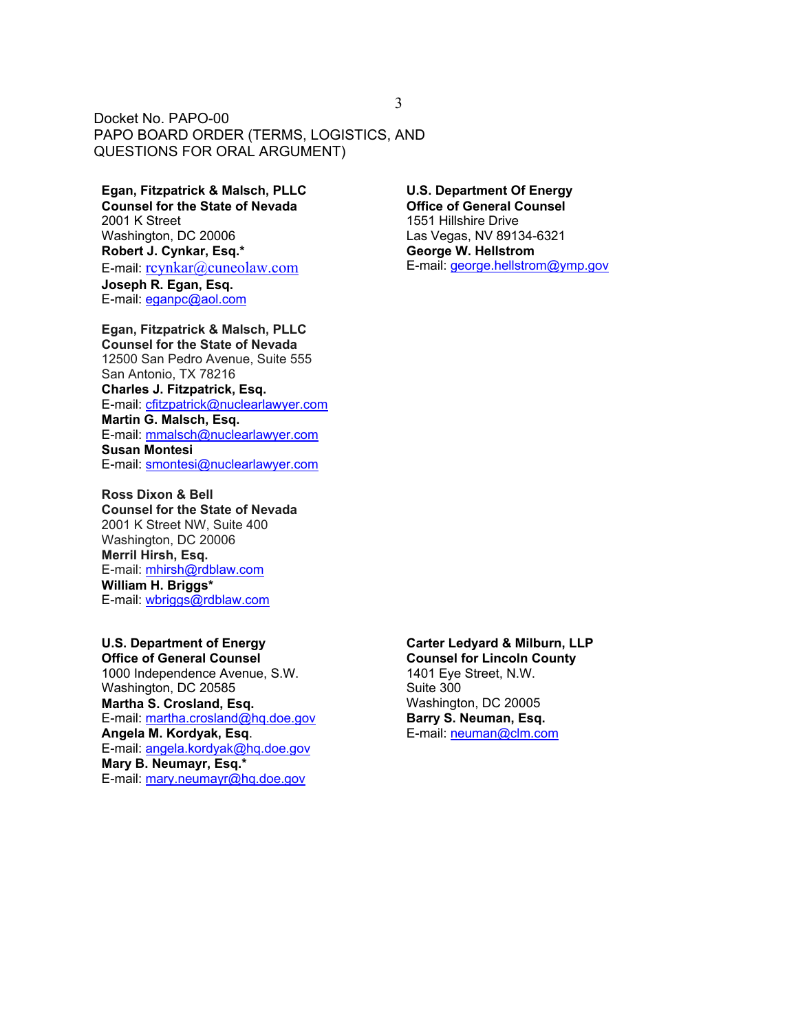Docket No. PAPO-00
PAPO BOARD ORDER (TERMS, LOGISTICS, AND QUESTIONS FOR ORAL ARGUMENT)

**Egan, Fitzpatrick & Malsch, PLLC**
**Counsel for the State of Nevada**
2001 K Street
Washington, DC 20006
**Robert J. Cynkar, Esq.***
E-mail: rcynkar@cuneolaw.com
**Joseph R. Egan, Esq.**
E-mail: eganpc@aol.com

**Egan, Fitzpatrick & Malsch, PLLC**
**Counsel for the State of Nevada**
12500 San Pedro Avenue, Suite 555
San Antonio, TX 78216
**Charles J. Fitzpatrick, Esq.**
E-mail: cfitzpatrick@nuclearlawyer.com
**Martin G. Malsch, Esq.**
E-mail: mmalsch@nuclearlawyer.com
**Susan Montesi**
E-mail: smontesi@nuclearlawyer.com

**Ross Dixon & Bell**
**Counsel for the State of Nevada**
2001 K Street NW, Suite 400
Washington, DC 20006
**Merril Hirsh, Esq.**
E-mail: mhirsh@rdblaw.com
**William H. Briggs***
E-mail: wbriggs@rdblaw.com

**U.S. Department of Energy**
**Office of General Counsel**
1000 Independence Avenue, S.W.
Washington, DC 20585
**Martha S. Crosland, Esq.**
E-mail: martha.crosland@hq.doe.gov
**Angela M. Kordyak, Esq**.
E-mail: angela.kordyak@hq.doe.gov
**Mary B. Neumayr, Esq.***
E-mail: mary.neumayr@hq.doe.gov

**U.S. Department Of Energy**
**Office of General Counsel**
1551 Hillshire Drive
Las Vegas, NV 89134-6321
**George W. Hellstrom**
E-mail: george.hellstrom@ymp.gov

**Carter Ledyard & Milburn, LLP**
**Counsel for Lincoln County**
1401 Eye Street, N.W.
Suite 300
Washington, DC 20005
**Barry S. Neuman, Esq.**
E-mail: neuman@clm.com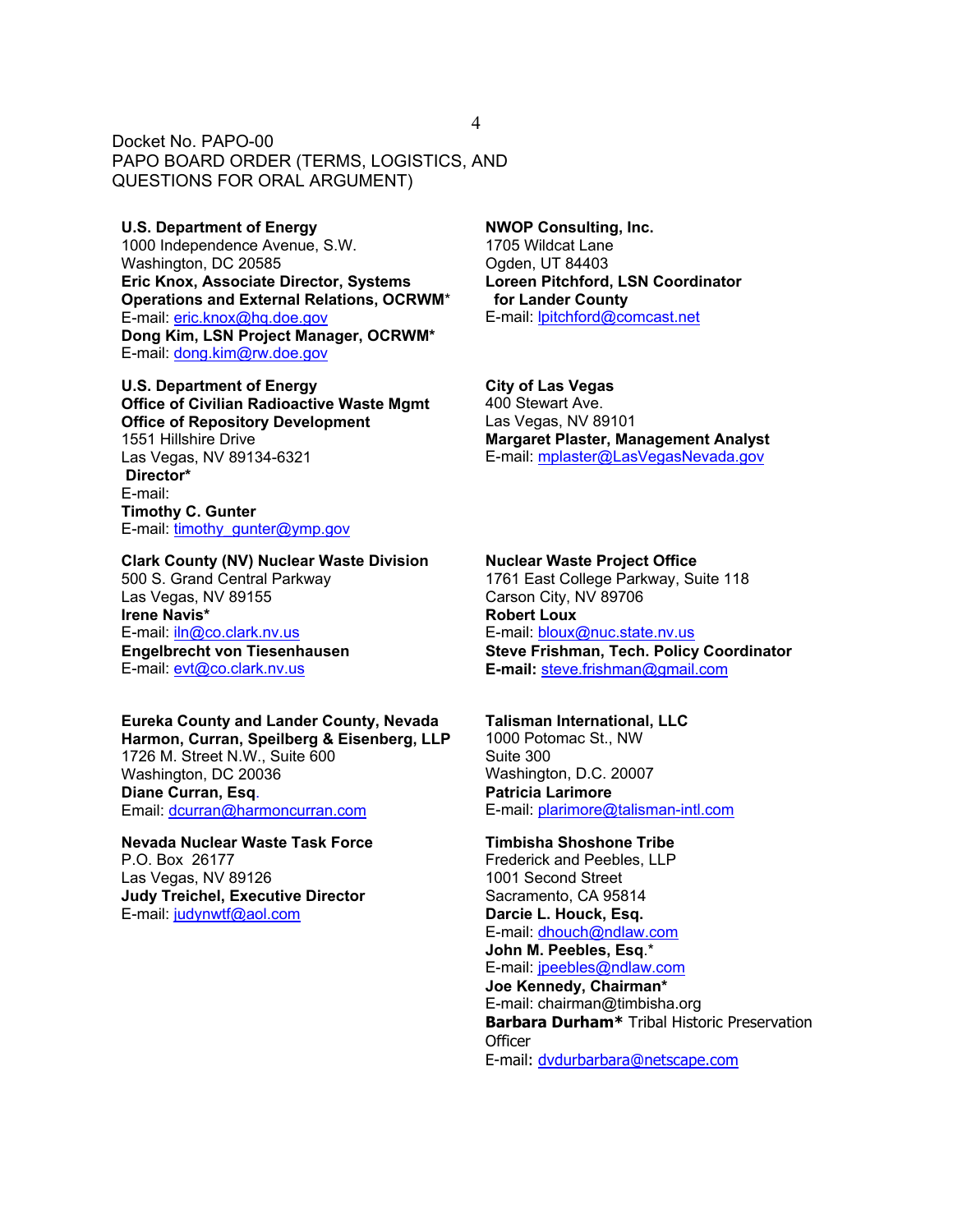Docket No. PAPO-00
PAPO BOARD ORDER (TERMS, LOGISTICS, AND QUESTIONS FOR ORAL ARGUMENT)

**U.S. Department of Energy**
1000 Independence Avenue, S.W.
Washington, DC 20585
**Eric Knox, Associate Director, Systems Operations and External Relations, OCRWM***
E-mail: eric.knox@hq.doe.gov
**Dong Kim, LSN Project Manager, OCRWM***
E-mail: dong.kim@rw.doe.gov

**U.S. Department of Energy**
**Office of Civilian Radioactive Waste Mgmt**
**Office of Repository Development**
1551 Hillshire Drive
Las Vegas, NV 89134-6321
**Director***
E-mail:
**Timothy C. Gunter**
E-mail: timothy_gunter@ymp.gov

**Clark County (NV) Nuclear Waste Division**
500 S. Grand Central Parkway
Las Vegas, NV 89155
**Irene Navis***
E-mail: iln@co.clark.nv.us
**Engelbrecht von Tiesenhausen**
E-mail: evt@co.clark.nv.us

**Eureka County and Lander County, Nevada**
**Harmon, Curran, Speilberg & Eisenberg, LLP**
1726 M. Street N.W., Suite 600
Washington, DC 20036
**Diane Curran, Esq**.
Email: dcurran@harmoncurran.com

**Nevada Nuclear Waste Task Force**
P.O. Box 26177
Las Vegas, NV 89126
**Judy Treichel, Executive Director**
E-mail: judynwtf@aol.com

**NWOP Consulting, Inc.**
1705 Wildcat Lane
Ogden, UT 84403
**Loreen Pitchford, LSN Coordinator for Lander County**
E-mail: lpitchford@comcast.net

**City of Las Vegas**
400 Stewart Ave.
Las Vegas, NV 89101
**Margaret Plaster, Management Analyst**
E-mail: mplaster@LasVegasNevada.gov

**Nuclear Waste Project Office**
1761 East College Parkway, Suite 118
Carson City, NV 89706
**Robert Loux**
E-mail: bloux@nuc.state.nv.us
**Steve Frishman, Tech. Policy Coordinator**
**E-mail:** steve.frishman@gmail.com

**Talisman International, LLC**
1000 Potomac St., NW
Suite 300
Washington, D.C. 20007
**Patricia Larimore**
E-mail: plarimore@talisman-intl.com

**Timbisha Shoshone Tribe**
Frederick and Peebles, LLP
1001 Second Street
Sacramento, CA 95814
**Darcie L. Houck, Esq.**
E-mail: dhouch@ndlaw.com
**John M. Peebles, Esq.***
E-mail: jpeebles@ndlaw.com
**Joe Kennedy, Chairman***
E-mail: chairman@timbisha.org
**Barbara Durham*** Tribal Historic Preservation Officer
E-mail: dvdurbarbara@netscape.com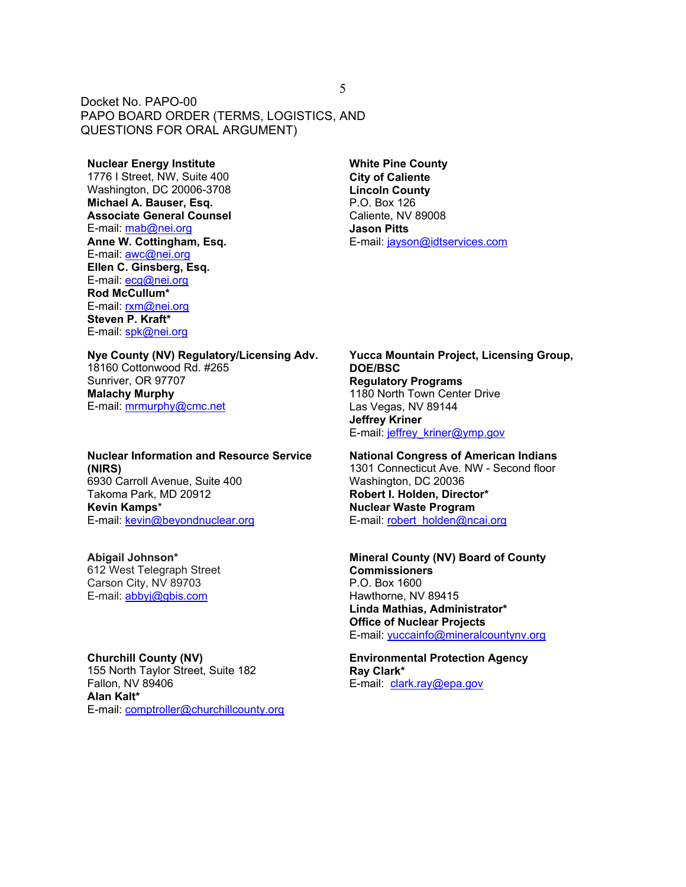Docket No. PAPO-00
PAPO BOARD ORDER (TERMS, LOGISTICS, AND QUESTIONS FOR ORAL ARGUMENT)

**Nuclear Energy Institute**
1776 I Street, NW, Suite 400
Washington, DC 20006-3708
**Michael A. Bauser, Esq.**
**Associate General Counsel**
E-mail: mab@nei.org
**Anne W. Cottingham, Esq.**
E-mail: awc@nei.org
**Ellen C. Ginsberg, Esq.**
E-mail: ecg@nei.org
**Rod McCullum***
E-mail: rxm@nei.org
**Steven P. Kraft***
E-mail: spk@nei.org

**Nye County (NV) Regulatory/Licensing Adv.**
18160 Cottonwood Rd. #265
Sunriver, OR 97707
**Malachy Murphy**
E-mail: mrmurphy@cmc.net

**Nuclear Information and Resource Service (NIRS)**
6930 Carroll Avenue, Suite 400
Takoma Park, MD 20912
**Kevin Kamps***
E-mail: kevin@beyondnuclear.org

**Abigail Johnson***
612 West Telegraph Street
Carson City, NV 89703
E-mail: abbyj@gbis.com

**Churchill County (NV)**
155 North Taylor Street, Suite 182
Fallon, NV 89406
**Alan Kalt***
E-mail: comptroller@churchillcounty.org

**White Pine County**
**City of Caliente**
**Lincoln County**
P.O. Box 126
Caliente, NV 89008
**Jason Pitts**
E-mail: jayson@idtservices.com

**Yucca Mountain Project, Licensing Group, DOE/BSC**
**Regulatory Programs**
1180 North Town Center Drive
Las Vegas, NV 89144
**Jeffrey Kriner**
E-mail: jeffrey_kriner@ymp.gov

**National Congress of American Indians**
1301 Connecticut Ave. NW - Second floor
Washington, DC 20036
**Robert I. Holden, Director***
**Nuclear Waste Program**
E-mail: robert_holden@ncai.org

**Mineral County (NV) Board of County Commissioners**
P.O. Box 1600
Hawthorne, NV 89415
**Linda Mathias, Administrator***
**Office of Nuclear Projects**
E-mail: yuccainfo@mineralcountynv.org

**Environmental Protection Agency**
**Ray Clark***
E-mail: clark.ray@epa.gov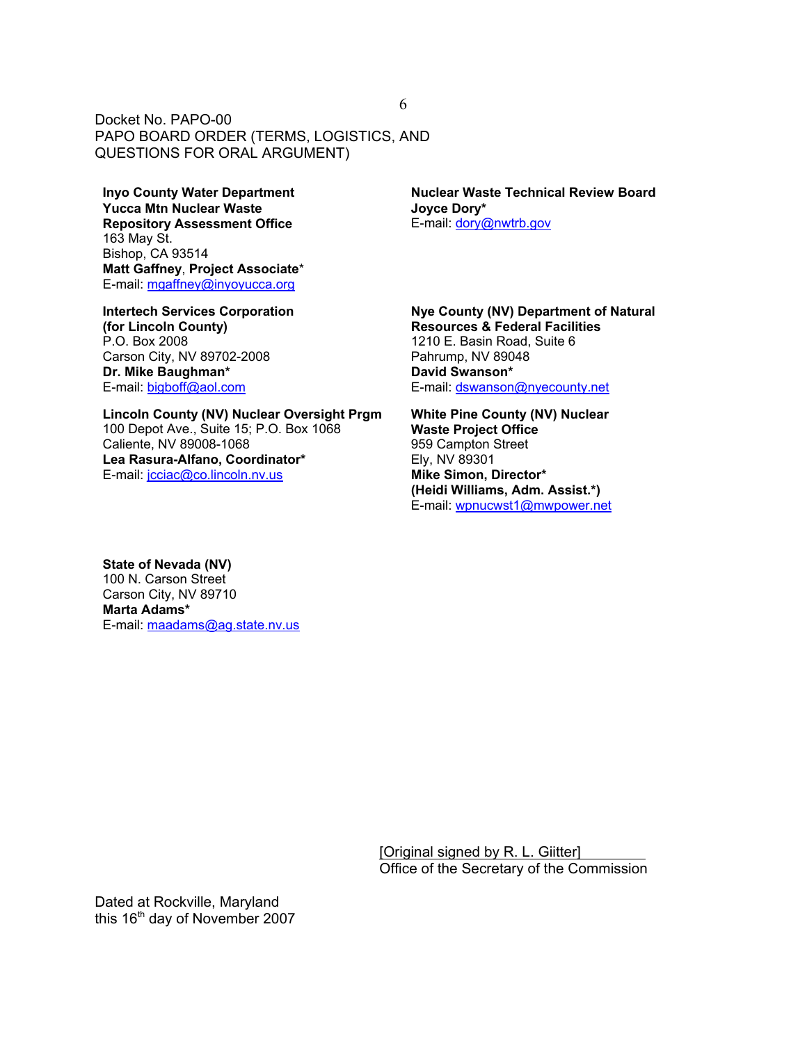Docket No. PAPO-00
PAPO BOARD ORDER (TERMS, LOGISTICS, AND QUESTIONS FOR ORAL ARGUMENT)

**Inyo County Water Department**
**Yucca Mtn Nuclear Waste**
**Repository Assessment Office**
163 May St.
Bishop, CA 93514
**Matt Gaffney**, **Project Associate***
E-mail: mgaffney@inyoyucca.org

**Intertech Services Corporation**
**(for Lincoln County)**
P.O. Box 2008
Carson City, NV 89702-2008
**Dr. Mike Baughman***
E-mail: bigboff@aol.com

**Lincoln County (NV) Nuclear Oversight Prgm**
100 Depot Ave., Suite 15; P.O. Box 1068
Caliente, NV 89008-1068
**Lea Rasura-Alfano, Coordinator***
E-mail: jcciac@co.lincoln.nv.us

**Nuclear Waste Technical Review Board**
**Joyce Dory***
E-mail: dory@nwtrb.gov

**Nye County (NV) Department of Natural Resources & Federal Facilities**
1210 E. Basin Road, Suite 6
Pahrump, NV 89048
**David Swanson***
E-mail: dswanson@nyecounty.net

**White Pine County (NV) Nuclear Waste Project Office**
959 Campton Street
Ely, NV 89301
**Mike Simon, Director***
**(Heidi Williams, Adm. Assist.*)**
E-mail: wpnucwst1@mwpower.net

**State of Nevada (NV)**
100 N. Carson Street
Carson City, NV 89710
**Marta Adams***
E-mail: maadams@ag.state.nv.us

[Original signed by R. L. Giitter]
Office of the Secretary of the Commission

Dated at Rockville, Maryland
this 16th day of November 2007